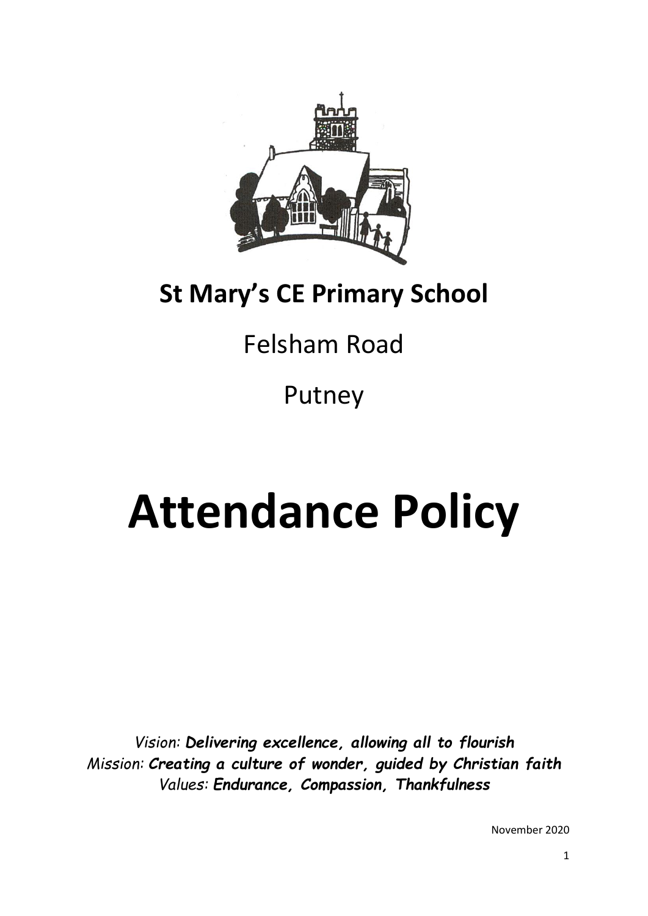# St Mary's CE Primary School

Felsham Road

Putney

# Attendance Policy

*Vision: **Delivering excellence, allowing all to flourish***
*Mission: **Creating a culture of wonder, guided by Christian faith***
*Values: **Endurance, Compassion, Thankfulness***

November 2020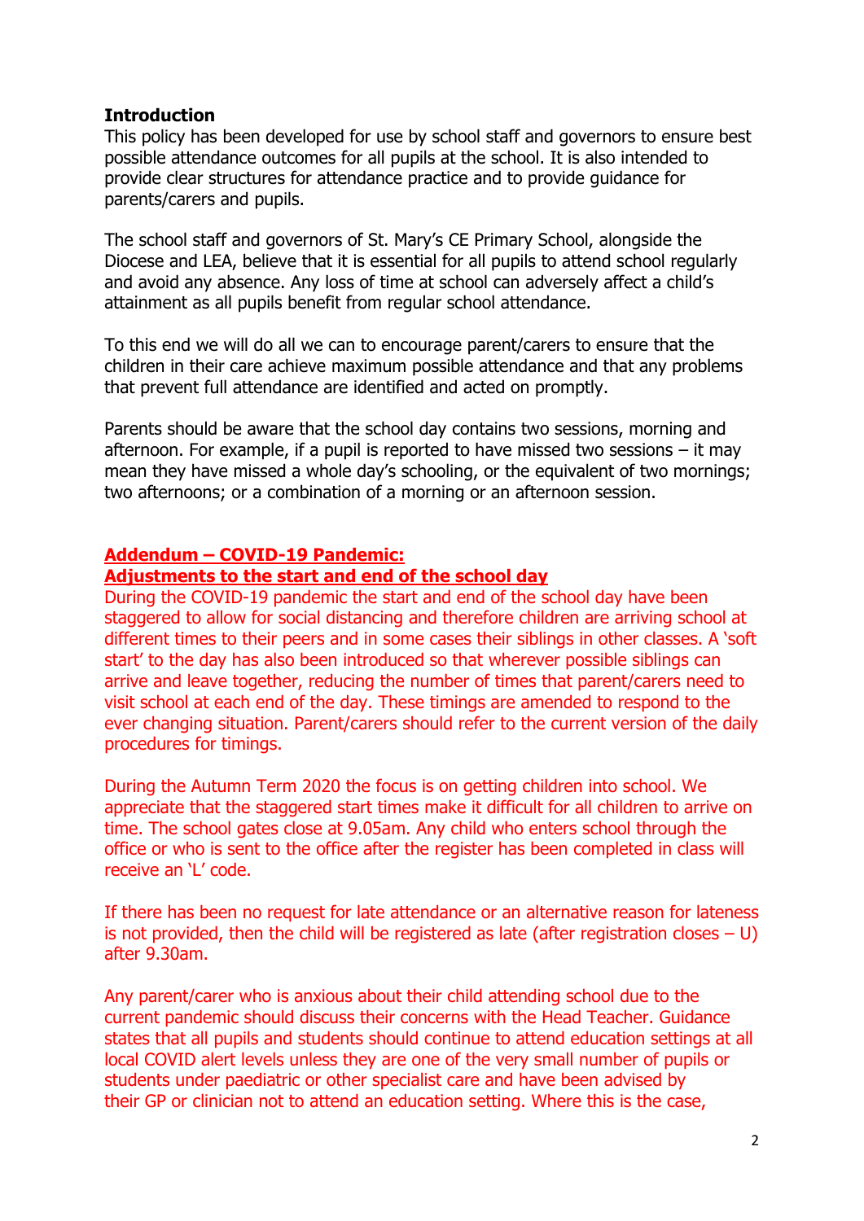**Introduction**

This policy has been developed for use by school staff and governors to ensure best possible attendance outcomes for all pupils at the school. It is also intended to provide clear structures for attendance practice and to provide guidance for parents/carers and pupils.

The school staff and governors of St. Mary's CE Primary School, alongside the Diocese and LEA, believe that it is essential for all pupils to attend school regularly and avoid any absence. Any loss of time at school can adversely affect a child's attainment as all pupils benefit from regular school attendance.

To this end we will do all we can to encourage parent/carers to ensure that the children in their care achieve maximum possible attendance and that any problems that prevent full attendance are identified and acted on promptly.

Parents should be aware that the school day contains two sessions, morning and afternoon. For example, if a pupil is reported to have missed two sessions – it may mean they have missed a whole day's schooling, or the equivalent of two mornings; two afternoons; or a combination of a morning or an afternoon session.

**Addendum – COVID-19 Pandemic:**
**Adjustments to the start and end of the school day**

During the COVID-19 pandemic the start and end of the school day have been staggered to allow for social distancing and therefore children are arriving school at different times to their peers and in some cases their siblings in other classes. A 'soft start' to the day has also been introduced so that wherever possible siblings can arrive and leave together, reducing the number of times that parent/carers need to visit school at each end of the day. These timings are amended to respond to the ever changing situation. Parent/carers should refer to the current version of the daily procedures for timings.

During the Autumn Term 2020 the focus is on getting children into school. We appreciate that the staggered start times make it difficult for all children to arrive on time. The school gates close at 9.05am. Any child who enters school through the office or who is sent to the office after the register has been completed in class will receive an 'L' code.

If there has been no request for late attendance or an alternative reason for lateness is not provided, then the child will be registered as late (after registration closes – U) after 9.30am.

Any parent/carer who is anxious about their child attending school due to the current pandemic should discuss their concerns with the Head Teacher. Guidance states that all pupils and students should continue to attend education settings at all local COVID alert levels unless they are one of the very small number of pupils or students under paediatric or other specialist care and have been advised by their GP or clinician not to attend an education setting. Where this is the case,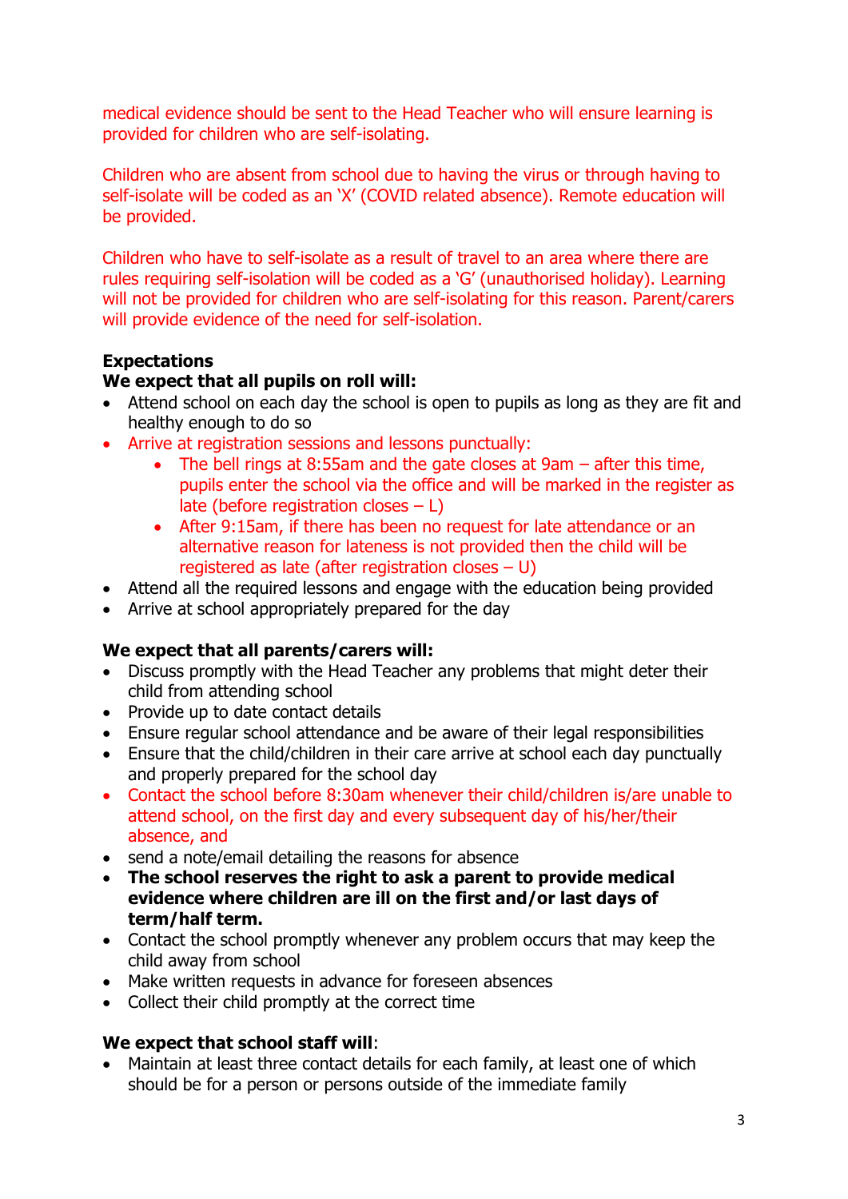medical evidence should be sent to the Head Teacher who will ensure learning is provided for children who are self-isolating.

Children who are absent from school due to having the virus or through having to self-isolate will be coded as an 'X' (COVID related absence). Remote education will be provided.

Children who have to self-isolate as a result of travel to an area where there are rules requiring self-isolation will be coded as a 'G' (unauthorised holiday). Learning will not be provided for children who are self-isolating for this reason. Parent/carers will provide evidence of the need for self-isolation.

**Expectations**

**We expect that all pupils on roll will:**

- Attend school on each day the school is open to pupils as long as they are fit and healthy enough to do so
- Arrive at registration sessions and lessons punctually:
    - The bell rings at 8:55am and the gate closes at 9am – after this time, pupils enter the school via the office and will be marked in the register as late (before registration closes – L)
    - After 9:15am, if there has been no request for late attendance or an alternative reason for lateness is not provided then the child will be registered as late (after registration closes – U)
- Attend all the required lessons and engage with the education being provided
- Arrive at school appropriately prepared for the day

**We expect that all parents/carers will:**

- Discuss promptly with the Head Teacher any problems that might deter their child from attending school
- Provide up to date contact details
- Ensure regular school attendance and be aware of their legal responsibilities
- Ensure that the child/children in their care arrive at school each day punctually and properly prepared for the school day
- Contact the school before 8:30am whenever their child/children is/are unable to attend school, on the first day and every subsequent day of his/her/their absence, and
- send a note/email detailing the reasons for absence
- **The school reserves the right to ask a parent to provide medical evidence where children are ill on the first and/or last days of term/half term.**
- Contact the school promptly whenever any problem occurs that may keep the child away from school
- Make written requests in advance for foreseen absences
- Collect their child promptly at the correct time

**We expect that school staff will**:

- Maintain at least three contact details for each family, at least one of which should be for a person or persons outside of the immediate family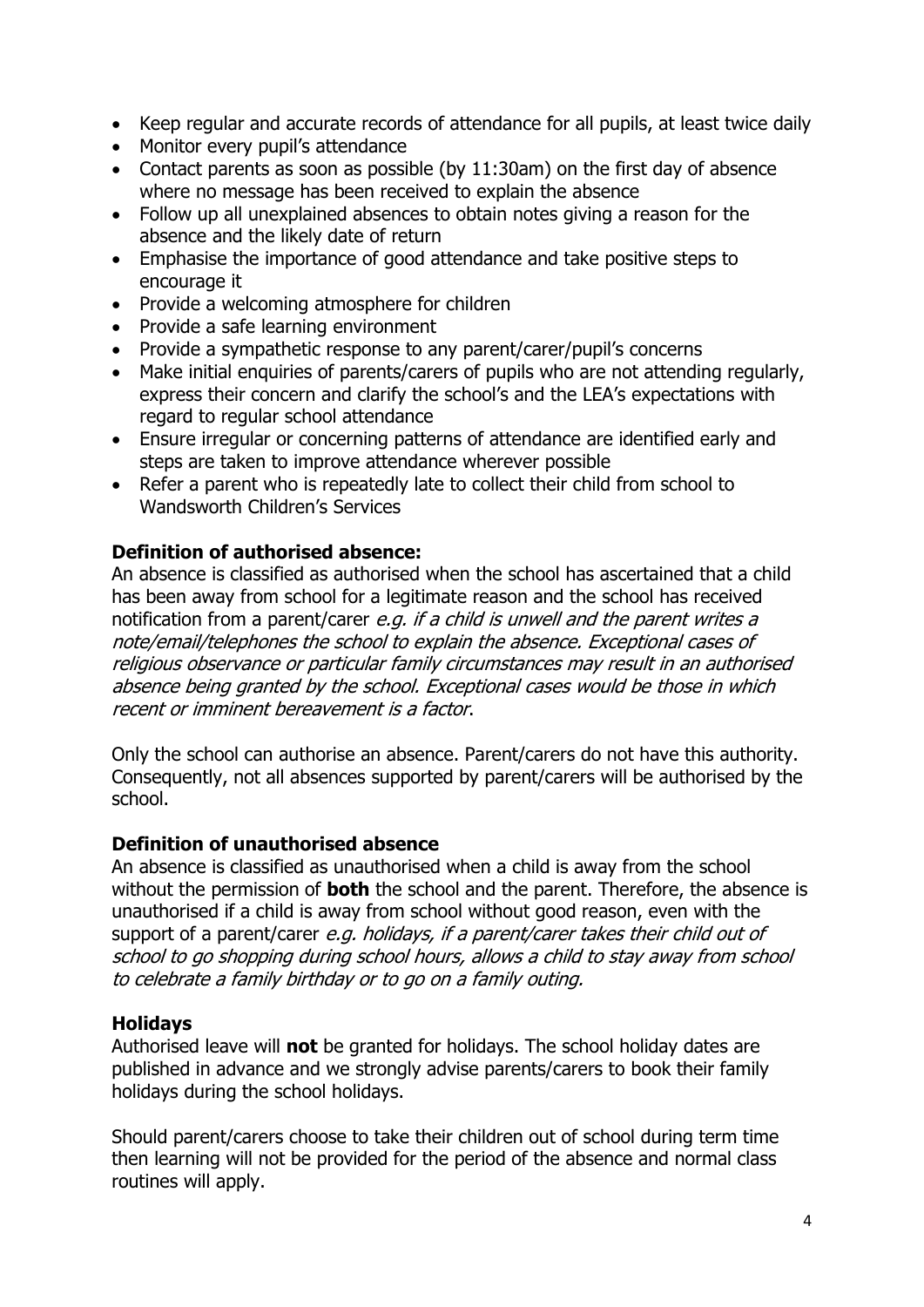- Keep regular and accurate records of attendance for all pupils, at least twice daily
- Monitor every pupil's attendance
- Contact parents as soon as possible (by 11:30am) on the first day of absence where no message has been received to explain the absence
- Follow up all unexplained absences to obtain notes giving a reason for the absence and the likely date of return
- Emphasise the importance of good attendance and take positive steps to encourage it
- Provide a welcoming atmosphere for children
- Provide a safe learning environment
- Provide a sympathetic response to any parent/carer/pupil's concerns
- Make initial enquiries of parents/carers of pupils who are not attending regularly, express their concern and clarify the school's and the LEA's expectations with regard to regular school attendance
- Ensure irregular or concerning patterns of attendance are identified early and steps are taken to improve attendance wherever possible
- Refer a parent who is repeatedly late to collect their child from school to Wandsworth Children's Services

**Definition of authorised absence:**

An absence is classified as authorised when the school has ascertained that a child has been away from school for a legitimate reason and the school has received notification from a parent/carer *e.g. if a child is unwell and the parent writes a note/email/telephones the school to explain the absence. Exceptional cases of religious observance or particular family circumstances may result in an authorised absence being granted by the school. Exceptional cases would be those in which recent or imminent bereavement is a factor*.

Only the school can authorise an absence. Parent/carers do not have this authority. Consequently, not all absences supported by parent/carers will be authorised by the school.

**Definition of unauthorised absence**

An absence is classified as unauthorised when a child is away from the school without the permission of **both** the school and the parent. Therefore, the absence is unauthorised if a child is away from school without good reason, even with the support of a parent/carer *e.g. holidays, if a parent/carer takes their child out of school to go shopping during school hours, allows a child to stay away from school to celebrate a family birthday or to go on a family outing.*

**Holidays**

Authorised leave will **not** be granted for holidays. The school holiday dates are published in advance and we strongly advise parents/carers to book their family holidays during the school holidays.

Should parent/carers choose to take their children out of school during term time then learning will not be provided for the period of the absence and normal class routines will apply.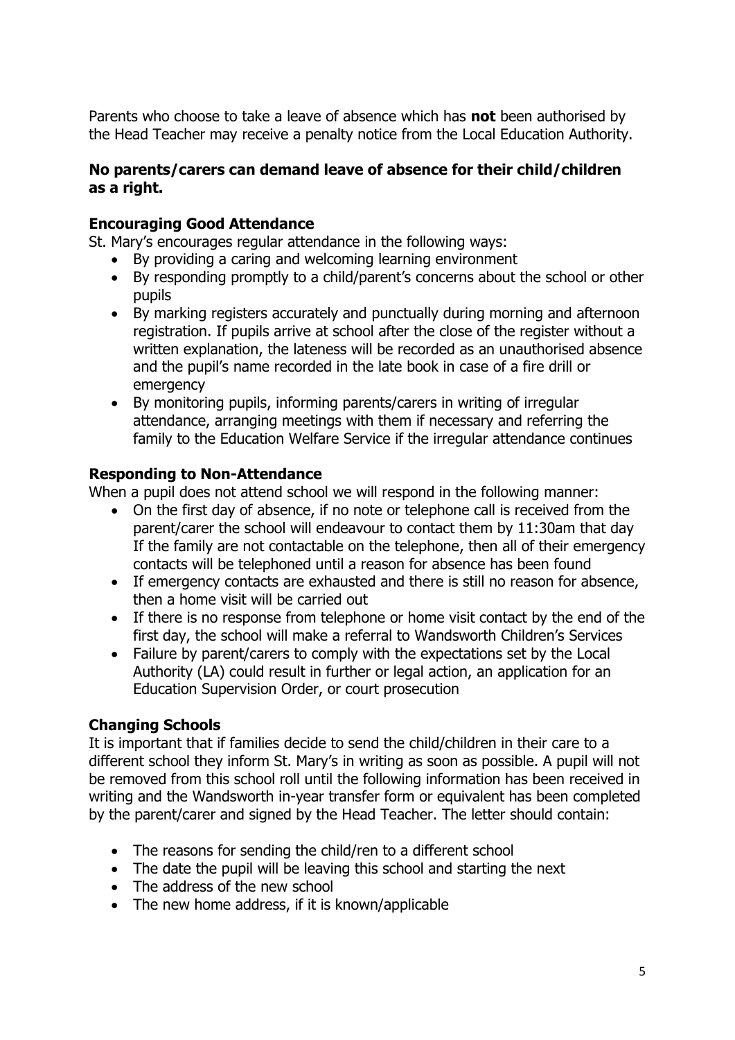Parents who choose to take a leave of absence which has **not** been authorised by the Head Teacher may receive a penalty notice from the Local Education Authority.

**No parents/carers can demand leave of absence for their child/children as a right.**

### Encouraging Good Attendance

St. Mary's encourages regular attendance in the following ways:

- By providing a caring and welcoming learning environment
- By responding promptly to a child/parent's concerns about the school or other pupils
- By marking registers accurately and punctually during morning and afternoon registration. If pupils arrive at school after the close of the register without a written explanation, the lateness will be recorded as an unauthorised absence and the pupil's name recorded in the late book in case of a fire drill or emergency
- By monitoring pupils, informing parents/carers in writing of irregular attendance, arranging meetings with them if necessary and referring the family to the Education Welfare Service if the irregular attendance continues

### Responding to Non-Attendance

When a pupil does not attend school we will respond in the following manner:

- On the first day of absence, if no note or telephone call is received from the parent/carer the school will endeavour to contact them by 11:30am that day If the family are not contactable on the telephone, then all of their emergency contacts will be telephoned until a reason for absence has been found
- If emergency contacts are exhausted and there is still no reason for absence, then a home visit will be carried out
- If there is no response from telephone or home visit contact by the end of the first day, the school will make a referral to Wandsworth Children's Services
- Failure by parent/carers to comply with the expectations set by the Local Authority (LA) could result in further or legal action, an application for an Education Supervision Order, or court prosecution

### Changing Schools

It is important that if families decide to send the child/children in their care to a different school they inform St. Mary's in writing as soon as possible. A pupil will not be removed from this school roll until the following information has been received in writing and the Wandsworth in-year transfer form or equivalent has been completed by the parent/carer and signed by the Head Teacher. The letter should contain:

- The reasons for sending the child/ren to a different school
- The date the pupil will be leaving this school and starting the next
- The address of the new school
- The new home address, if it is known/applicable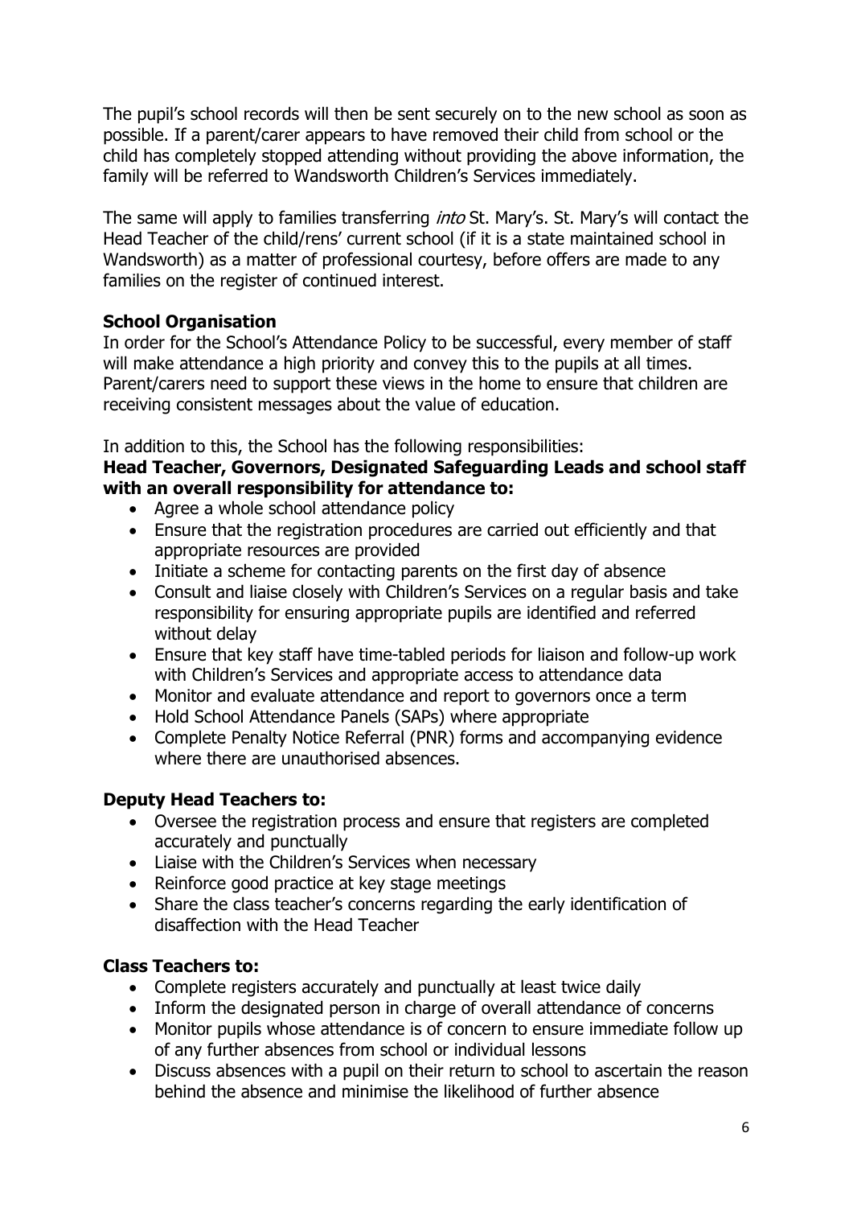The pupil's school records will then be sent securely on to the new school as soon as possible. If a parent/carer appears to have removed their child from school or the child has completely stopped attending without providing the above information, the family will be referred to Wandsworth Children's Services immediately.

The same will apply to families transferring *into* St. Mary's. St. Mary's will contact the Head Teacher of the child/rens' current school (if it is a state maintained school in Wandsworth) as a matter of professional courtesy, before offers are made to any families on the register of continued interest.

**School Organisation**

In order for the School's Attendance Policy to be successful, every member of staff will make attendance a high priority and convey this to the pupils at all times. Parent/carers need to support these views in the home to ensure that children are receiving consistent messages about the value of education.

In addition to this, the School has the following responsibilities:

**Head Teacher, Governors, Designated Safeguarding Leads and school staff with an overall responsibility for attendance to:**

- Agree a whole school attendance policy
- Ensure that the registration procedures are carried out efficiently and that appropriate resources are provided
- Initiate a scheme for contacting parents on the first day of absence
- Consult and liaise closely with Children's Services on a regular basis and take responsibility for ensuring appropriate pupils are identified and referred without delay
- Ensure that key staff have time-tabled periods for liaison and follow-up work with Children's Services and appropriate access to attendance data
- Monitor and evaluate attendance and report to governors once a term
- Hold School Attendance Panels (SAPs) where appropriate
- Complete Penalty Notice Referral (PNR) forms and accompanying evidence where there are unauthorised absences.

**Deputy Head Teachers to:**

- Oversee the registration process and ensure that registers are completed accurately and punctually
- Liaise with the Children's Services when necessary
- Reinforce good practice at key stage meetings
- Share the class teacher's concerns regarding the early identification of disaffection with the Head Teacher

**Class Teachers to:**

- Complete registers accurately and punctually at least twice daily
- Inform the designated person in charge of overall attendance of concerns
- Monitor pupils whose attendance is of concern to ensure immediate follow up of any further absences from school or individual lessons
- Discuss absences with a pupil on their return to school to ascertain the reason behind the absence and minimise the likelihood of further absence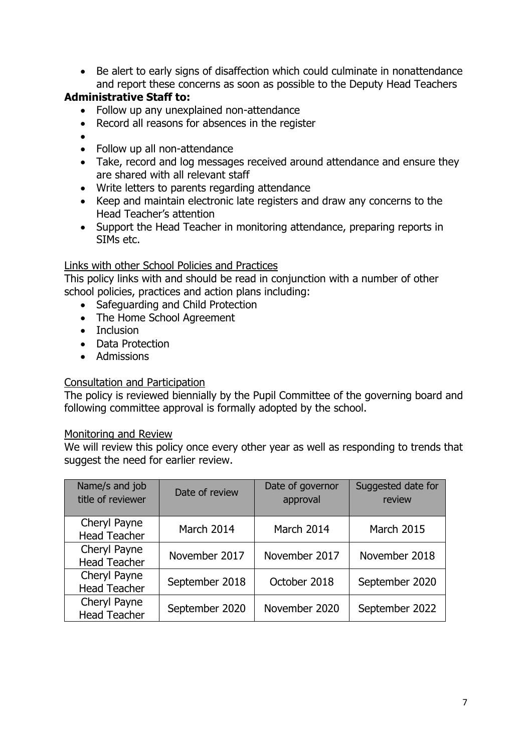- Be alert to early signs of disaffection which could culminate in nonattendance and report these concerns as soon as possible to the Deputy Head Teachers

**Administrative Staff to:**

- Follow up any unexplained non-attendance
- Record all reasons for absences in the register
- 
- Follow up all non-attendance
- Take, record and log messages received around attendance and ensure they are shared with all relevant staff
- Write letters to parents regarding attendance
- Keep and maintain electronic late registers and draw any concerns to the Head Teacher's attention
- Support the Head Teacher in monitoring attendance, preparing reports in SIMs etc.

Links with other School Policies and Practices

This policy links with and should be read in conjunction with a number of other school policies, practices and action plans including:

- Safeguarding and Child Protection
- The Home School Agreement
- Inclusion
- Data Protection
- Admissions

Consultation and Participation

The policy is reviewed biennially by the Pupil Committee of the governing board and following committee approval is formally adopted by the school.

Monitoring and Review

We will review this policy once every other year as well as responding to trends that suggest the need for earlier review.

| Name/s and job title of reviewer | Date of review | Date of governor approval | Suggested date for review |
|---|---|---|---|
| Cheryl Payne Head Teacher | March 2014 | March 2014 | March 2015 |
| Cheryl Payne Head Teacher | November 2017 | November 2017 | November 2018 |
| Cheryl Payne Head Teacher | September 2018 | October 2018 | September 2020 |
| Cheryl Payne Head Teacher | September 2020 | November 2020 | September 2022 |